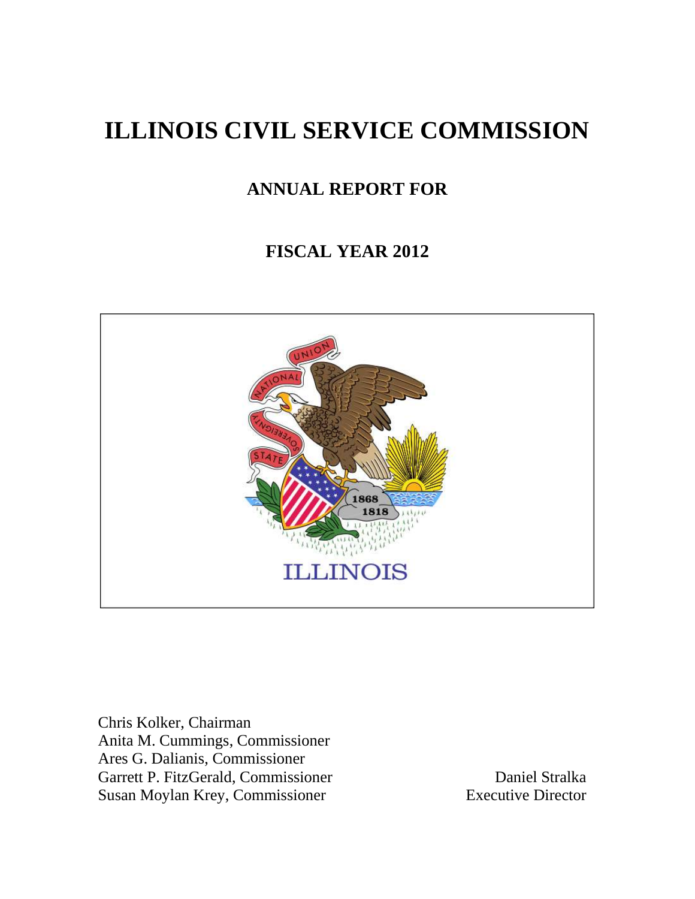# ILLINOIS CIVIL SERVICE COMMISSION

## ANNUAL REPORT FOR

## FISCAL YEAR 2012

Chris Kolker, Chairman
Anita M. Cummings, Commissioner
Ares G. Dalianis, Commissioner
Garrett P. FitzGerald, Commissioner
Susan Moylan Krey, Commissioner

Daniel Stralka
Executive Director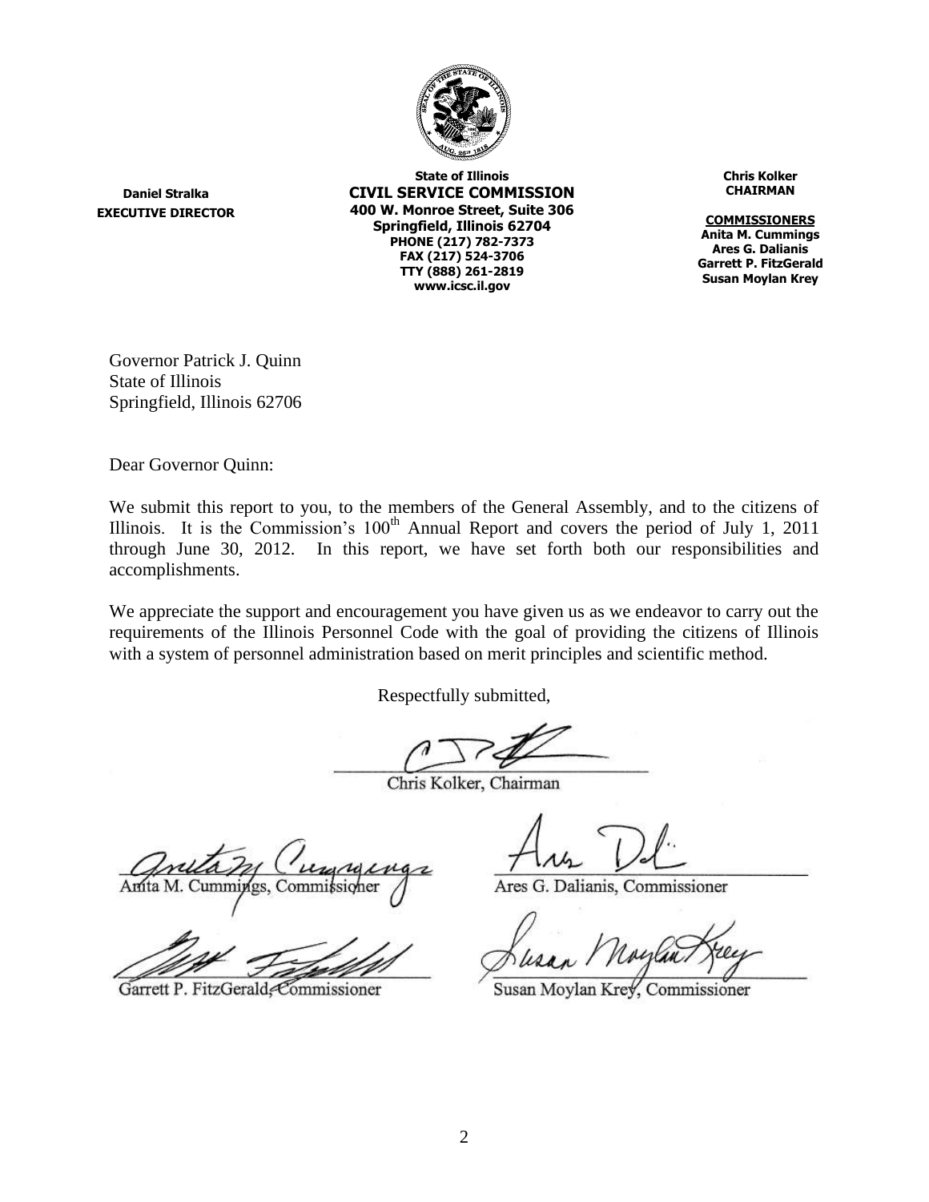**Daniel Stralka**
**EXECUTIVE DIRECTOR**

**State of Illinois**
**CIVIL SERVICE COMMISSION**
**400 W. Monroe Street, Suite 306**
**Springfield, Illinois 62704**
**PHONE (217) 782-7373**
**FAX (217) 524-3706**
**TTY (888) 261-2819**
**www.icsc.il.gov**

**Chris Kolker**
**CHAIRMAN**

**COMMISSIONERS**
**Anita M. Cummings**
**Ares G. Dalianis**
**Garrett P. FitzGerald**
**Susan Moylan Krey**

Governor Patrick J. Quinn
State of Illinois
Springfield, Illinois 62706

Dear Governor Quinn:

We submit this report to you, to the members of the General Assembly, and to the citizens of Illinois. It is the Commission's 100th Annual Report and covers the period of July 1, 2011 through June 30, 2012. In this report, we have set forth both our responsibilities and accomplishments.

We appreciate the support and encouragement you have given us as we endeavor to carry out the requirements of the Illinois Personnel Code with the goal of providing the citizens of Illinois with a system of personnel administration based on merit principles and scientific method.

Respectfully submitted,

Chris Kolker, Chairman

Anita M. Cummings, Commissioner

Ares G. Dalianis, Commissioner

Garrett P. FitzGerald, Commissioner

Susan Moylan Krey, Commissioner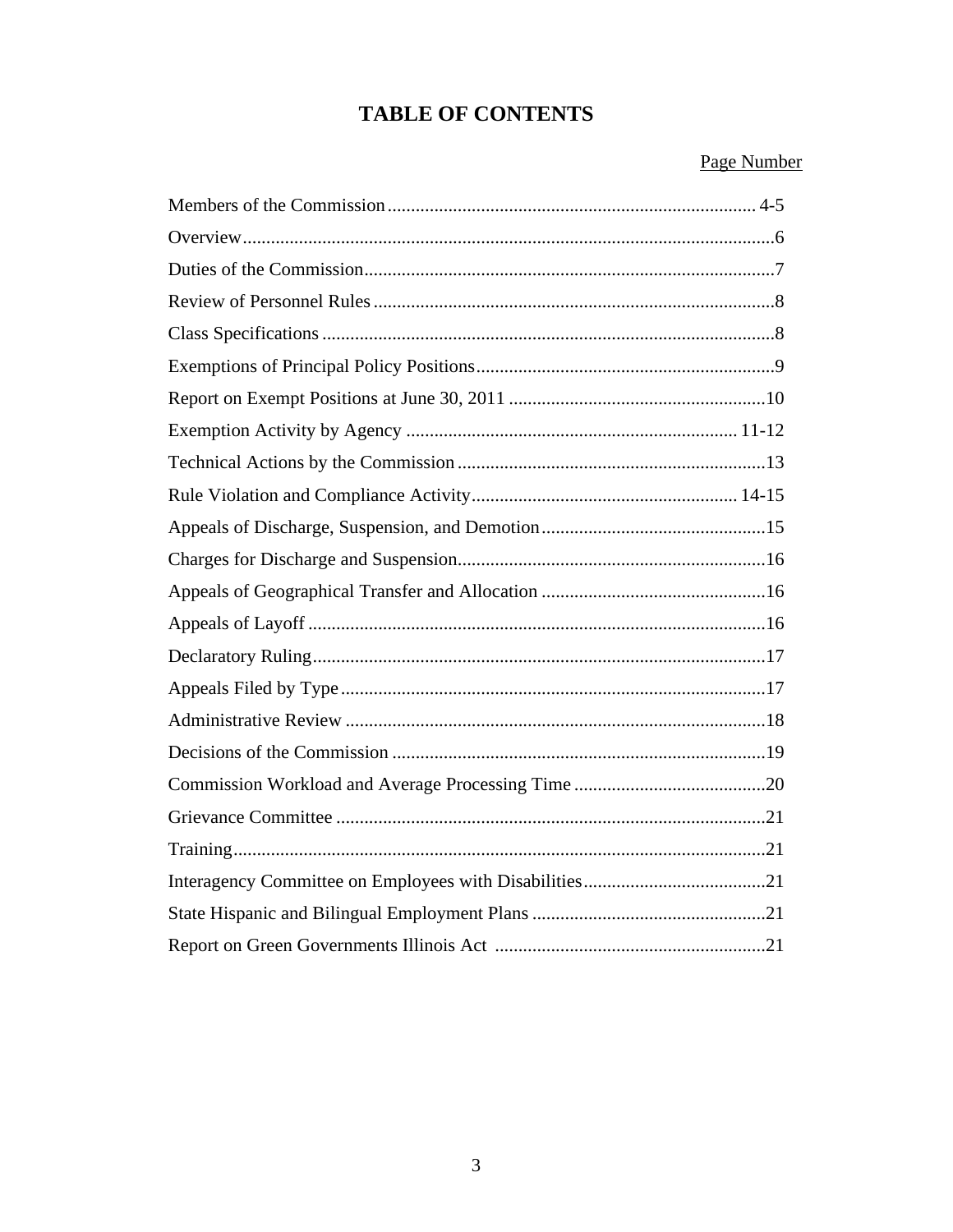# TABLE OF CONTENTS

| | Page Number |
|---|---|
| Members of the Commission | 4-5 |
| Overview | 6 |
| Duties of the Commission | 7 |
| Review of Personnel Rules | 8 |
| Class Specifications | 8 |
| Exemptions of Principal Policy Positions | 9 |
| Report on Exempt Positions at June 30, 2011 | 10 |
| Exemption Activity by Agency | 11-12 |
| Technical Actions by the Commission | 13 |
| Rule Violation and Compliance Activity | 14-15 |
| Appeals of Discharge, Suspension, and Demotion | 15 |
| Charges for Discharge and Suspension | 16 |
| Appeals of Geographical Transfer and Allocation | 16 |
| Appeals of Layoff | 16 |
| Declaratory Ruling | 17 |
| Appeals Filed by Type | 17 |
| Administrative Review | 18 |
| Decisions of the Commission | 19 |
| Commission Workload and Average Processing Time | 20 |
| Grievance Committee | 21 |
| Training | 21 |
| Interagency Committee on Employees with Disabilities | 21 |
| State Hispanic and Bilingual Employment Plans | 21 |
| Report on Green Governments Illinois Act | 21 |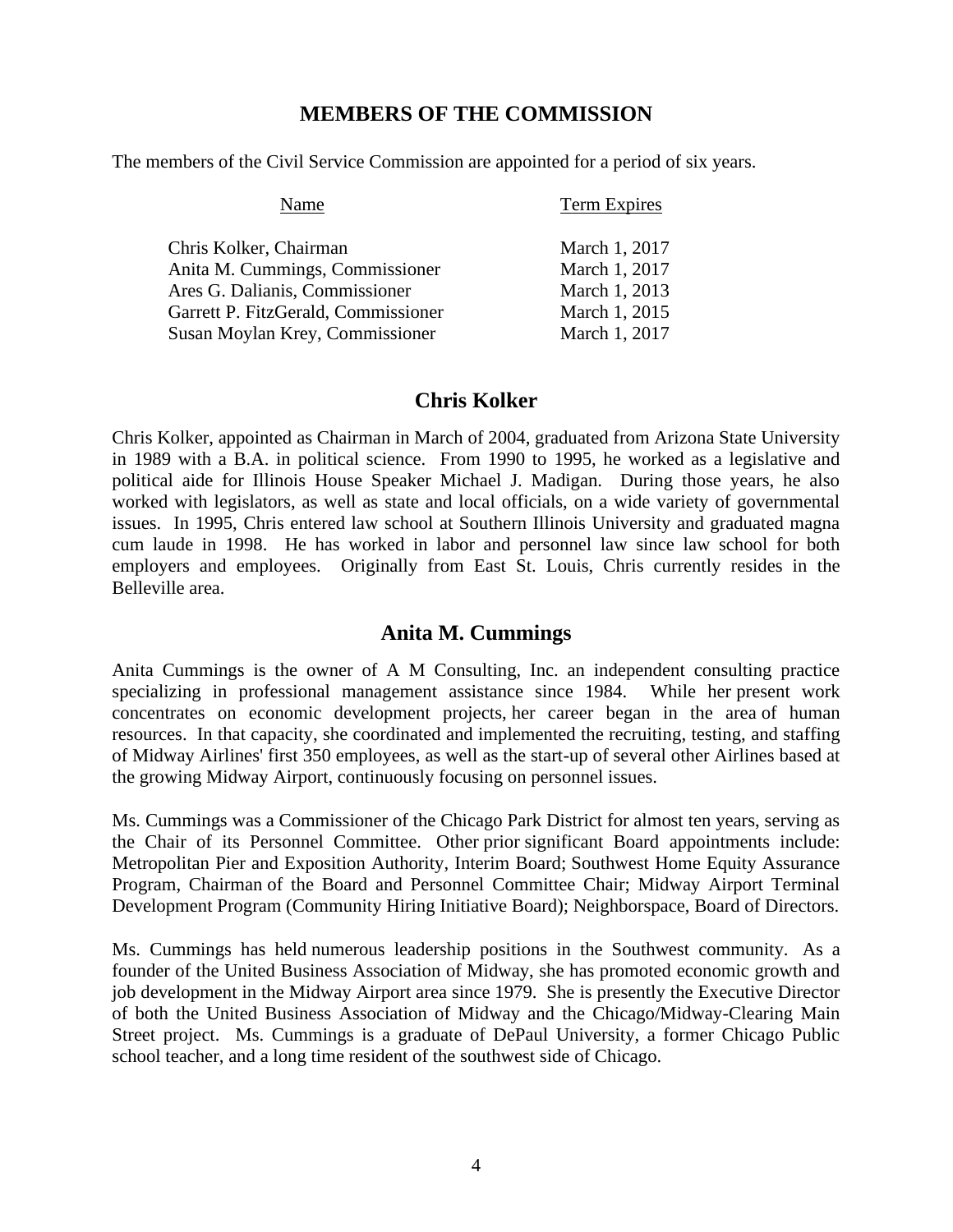## MEMBERS OF THE COMMISSION

The members of the Civil Service Commission are appointed for a period of six years.

| Name | Term Expires |
|---|---|
| Chris Kolker, Chairman | March 1, 2017 |
| Anita M. Cummings, Commissioner | March 1, 2017 |
| Ares G. Dalianis, Commissioner | March 1, 2013 |
| Garrett P. FitzGerald, Commissioner | March 1, 2015 |
| Susan Moylan Krey, Commissioner | March 1, 2017 |

## Chris Kolker

Chris Kolker, appointed as Chairman in March of 2004, graduated from Arizona State University in 1989 with a B.A. in political science. From 1990 to 1995, he worked as a legislative and political aide for Illinois House Speaker Michael J. Madigan. During those years, he also worked with legislators, as well as state and local officials, on a wide variety of governmental issues. In 1995, Chris entered law school at Southern Illinois University and graduated magna cum laude in 1998. He has worked in labor and personnel law since law school for both employers and employees. Originally from East St. Louis, Chris currently resides in the Belleville area.

## Anita M. Cummings

Anita Cummings is the owner of A M Consulting, Inc. an independent consulting practice specializing in professional management assistance since 1984. While her present work concentrates on economic development projects, her career began in the area of human resources. In that capacity, she coordinated and implemented the recruiting, testing, and staffing of Midway Airlines' first 350 employees, as well as the start-up of several other Airlines based at the growing Midway Airport, continuously focusing on personnel issues.

Ms. Cummings was a Commissioner of the Chicago Park District for almost ten years, serving as the Chair of its Personnel Committee. Other prior significant Board appointments include: Metropolitan Pier and Exposition Authority, Interim Board; Southwest Home Equity Assurance Program, Chairman of the Board and Personnel Committee Chair; Midway Airport Terminal Development Program (Community Hiring Initiative Board); Neighborspace, Board of Directors.

Ms. Cummings has held numerous leadership positions in the Southwest community. As a founder of the United Business Association of Midway, she has promoted economic growth and job development in the Midway Airport area since 1979. She is presently the Executive Director of both the United Business Association of Midway and the Chicago/Midway-Clearing Main Street project. Ms. Cummings is a graduate of DePaul University, a former Chicago Public school teacher, and a long time resident of the southwest side of Chicago.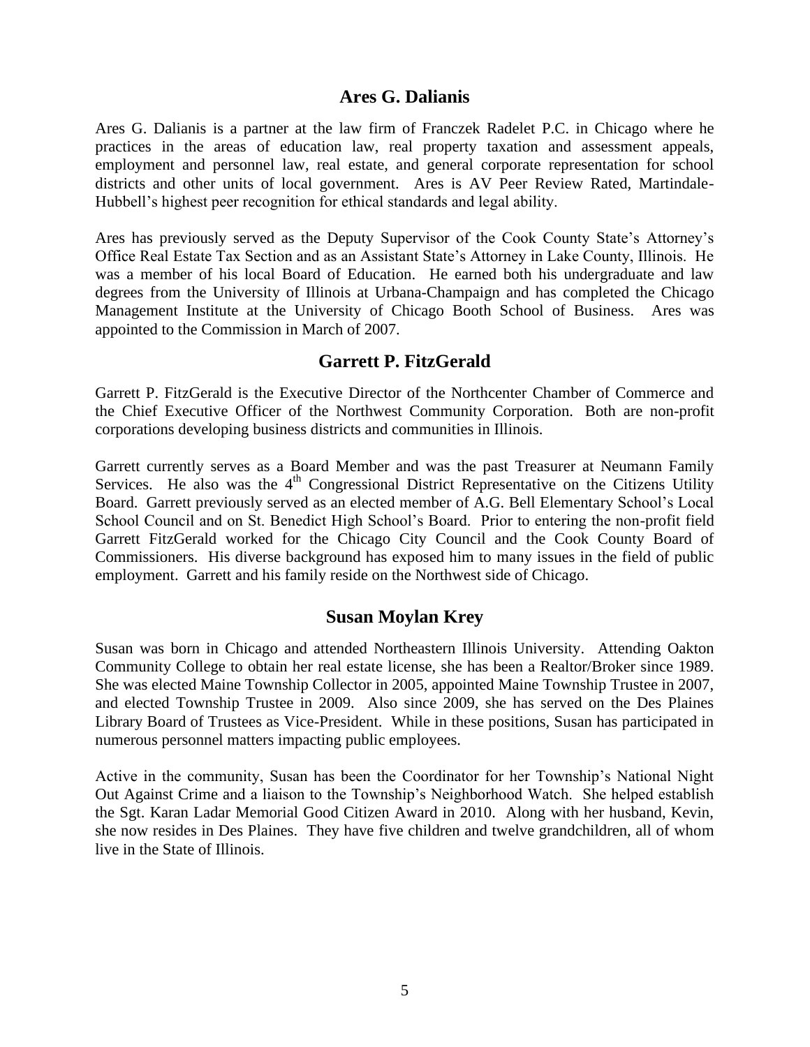## Ares G. Dalianis

Ares G. Dalianis is a partner at the law firm of Franczek Radelet P.C. in Chicago where he practices in the areas of education law, real property taxation and assessment appeals, employment and personnel law, real estate, and general corporate representation for school districts and other units of local government. Ares is AV Peer Review Rated, Martindale-Hubbell's highest peer recognition for ethical standards and legal ability.

Ares has previously served as the Deputy Supervisor of the Cook County State's Attorney's Office Real Estate Tax Section and as an Assistant State's Attorney in Lake County, Illinois. He was a member of his local Board of Education. He earned both his undergraduate and law degrees from the University of Illinois at Urbana-Champaign and has completed the Chicago Management Institute at the University of Chicago Booth School of Business. Ares was appointed to the Commission in March of 2007.

## Garrett P. FitzGerald

Garrett P. FitzGerald is the Executive Director of the Northcenter Chamber of Commerce and the Chief Executive Officer of the Northwest Community Corporation. Both are non-profit corporations developing business districts and communities in Illinois.

Garrett currently serves as a Board Member and was the past Treasurer at Neumann Family Services. He also was the 4th Congressional District Representative on the Citizens Utility Board. Garrett previously served as an elected member of A.G. Bell Elementary School's Local School Council and on St. Benedict High School's Board. Prior to entering the non-profit field Garrett FitzGerald worked for the Chicago City Council and the Cook County Board of Commissioners. His diverse background has exposed him to many issues in the field of public employment. Garrett and his family reside on the Northwest side of Chicago.

## Susan Moylan Krey

Susan was born in Chicago and attended Northeastern Illinois University. Attending Oakton Community College to obtain her real estate license, she has been a Realtor/Broker since 1989. She was elected Maine Township Collector in 2005, appointed Maine Township Trustee in 2007, and elected Township Trustee in 2009. Also since 2009, she has served on the Des Plaines Library Board of Trustees as Vice-President. While in these positions, Susan has participated in numerous personnel matters impacting public employees.

Active in the community, Susan has been the Coordinator for her Township's National Night Out Against Crime and a liaison to the Township's Neighborhood Watch. She helped establish the Sgt. Karan Ladar Memorial Good Citizen Award in 2010. Along with her husband, Kevin, she now resides in Des Plaines. They have five children and twelve grandchildren, all of whom live in the State of Illinois.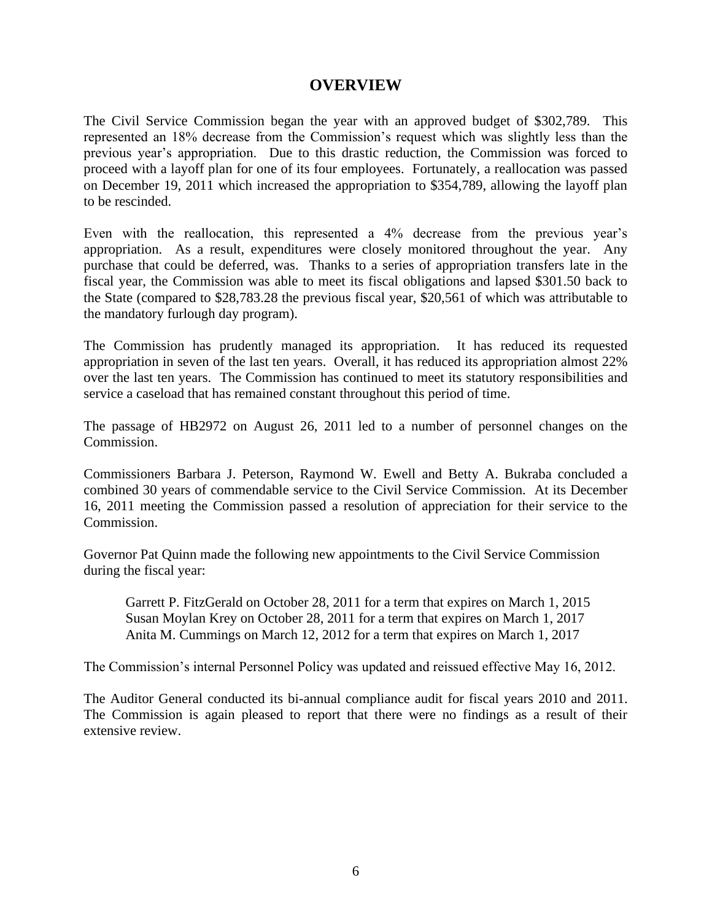# OVERVIEW

The Civil Service Commission began the year with an approved budget of $302,789. This represented an 18% decrease from the Commission's request which was slightly less than the previous year's appropriation. Due to this drastic reduction, the Commission was forced to proceed with a layoff plan for one of its four employees. Fortunately, a reallocation was passed on December 19, 2011 which increased the appropriation to $354,789, allowing the layoff plan to be rescinded.

Even with the reallocation, this represented a 4% decrease from the previous year's appropriation. As a result, expenditures were closely monitored throughout the year. Any purchase that could be deferred, was. Thanks to a series of appropriation transfers late in the fiscal year, the Commission was able to meet its fiscal obligations and lapsed $301.50 back to the State (compared to $28,783.28 the previous fiscal year, $20,561 of which was attributable to the mandatory furlough day program).

The Commission has prudently managed its appropriation. It has reduced its requested appropriation in seven of the last ten years. Overall, it has reduced its appropriation almost 22% over the last ten years. The Commission has continued to meet its statutory responsibilities and service a caseload that has remained constant throughout this period of time.

The passage of HB2972 on August 26, 2011 led to a number of personnel changes on the Commission.

Commissioners Barbara J. Peterson, Raymond W. Ewell and Betty A. Bukraba concluded a combined 30 years of commendable service to the Civil Service Commission. At its December 16, 2011 meeting the Commission passed a resolution of appreciation for their service to the Commission.

Governor Pat Quinn made the following new appointments to the Civil Service Commission during the fiscal year:

Garrett P. FitzGerald on October 28, 2011 for a term that expires on March 1, 2015
Susan Moylan Krey on October 28, 2011 for a term that expires on March 1, 2017
Anita M. Cummings on March 12, 2012 for a term that expires on March 1, 2017

The Commission's internal Personnel Policy was updated and reissued effective May 16, 2012.

The Auditor General conducted its bi-annual compliance audit for fiscal years 2010 and 2011. The Commission is again pleased to report that there were no findings as a result of their extensive review.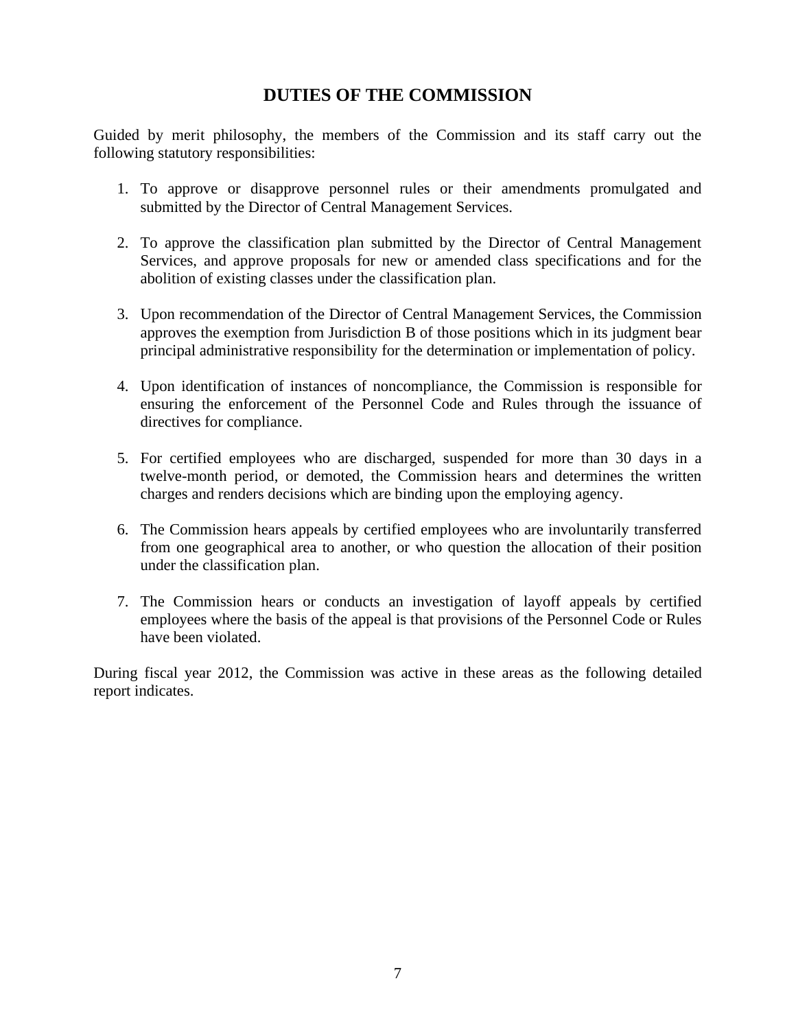# DUTIES OF THE COMMISSION

Guided by merit philosophy, the members of the Commission and its staff carry out the following statutory responsibilities:

1. To approve or disapprove personnel rules or their amendments promulgated and submitted by the Director of Central Management Services.

2. To approve the classification plan submitted by the Director of Central Management Services, and approve proposals for new or amended class specifications and for the abolition of existing classes under the classification plan.

3. Upon recommendation of the Director of Central Management Services, the Commission approves the exemption from Jurisdiction B of those positions which in its judgment bear principal administrative responsibility for the determination or implementation of policy.

4. Upon identification of instances of noncompliance, the Commission is responsible for ensuring the enforcement of the Personnel Code and Rules through the issuance of directives for compliance.

5. For certified employees who are discharged, suspended for more than 30 days in a twelve-month period, or demoted, the Commission hears and determines the written charges and renders decisions which are binding upon the employing agency.

6. The Commission hears appeals by certified employees who are involuntarily transferred from one geographical area to another, or who question the allocation of their position under the classification plan.

7. The Commission hears or conducts an investigation of layoff appeals by certified employees where the basis of the appeal is that provisions of the Personnel Code or Rules have been violated.

During fiscal year 2012, the Commission was active in these areas as the following detailed report indicates.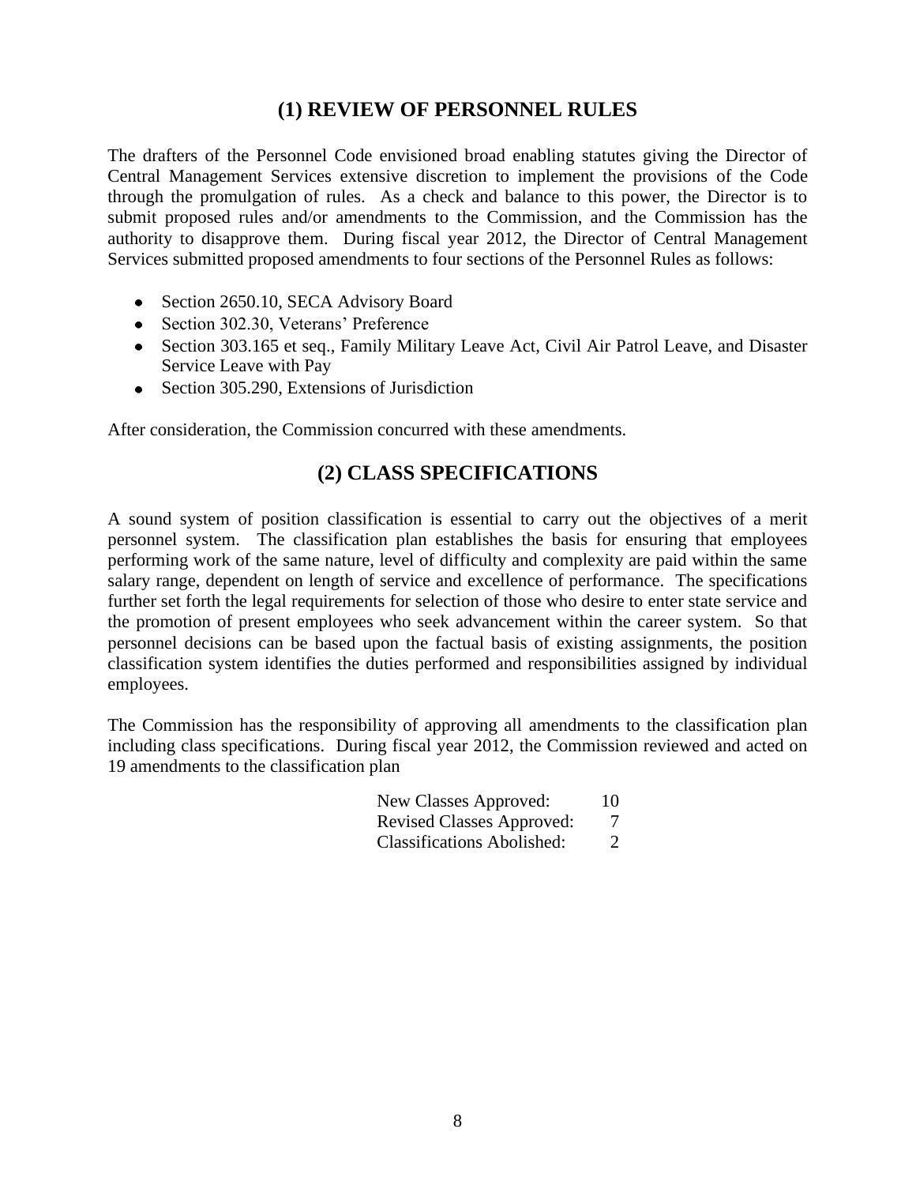## (1) REVIEW OF PERSONNEL RULES

The drafters of the Personnel Code envisioned broad enabling statutes giving the Director of Central Management Services extensive discretion to implement the provisions of the Code through the promulgation of rules. As a check and balance to this power, the Director is to submit proposed rules and/or amendments to the Commission, and the Commission has the authority to disapprove them. During fiscal year 2012, the Director of Central Management Services submitted proposed amendments to four sections of the Personnel Rules as follows:

- Section 2650.10, SECA Advisory Board
- Section 302.30, Veterans' Preference
- Section 303.165 et seq., Family Military Leave Act, Civil Air Patrol Leave, and Disaster Service Leave with Pay
- Section 305.290, Extensions of Jurisdiction

After consideration, the Commission concurred with these amendments.

## (2) CLASS SPECIFICATIONS

A sound system of position classification is essential to carry out the objectives of a merit personnel system. The classification plan establishes the basis for ensuring that employees performing work of the same nature, level of difficulty and complexity are paid within the same salary range, dependent on length of service and excellence of performance. The specifications further set forth the legal requirements for selection of those who desire to enter state service and the promotion of present employees who seek advancement within the career system. So that personnel decisions can be based upon the factual basis of existing assignments, the position classification system identifies the duties performed and responsibilities assigned by individual employees.

The Commission has the responsibility of approving all amendments to the classification plan including class specifications. During fiscal year 2012, the Commission reviewed and acted on 19 amendments to the classification plan

| | |
|---|---|
| New Classes Approved: | 10 |
| Revised Classes Approved: | 7 |
| Classifications Abolished: | 2 |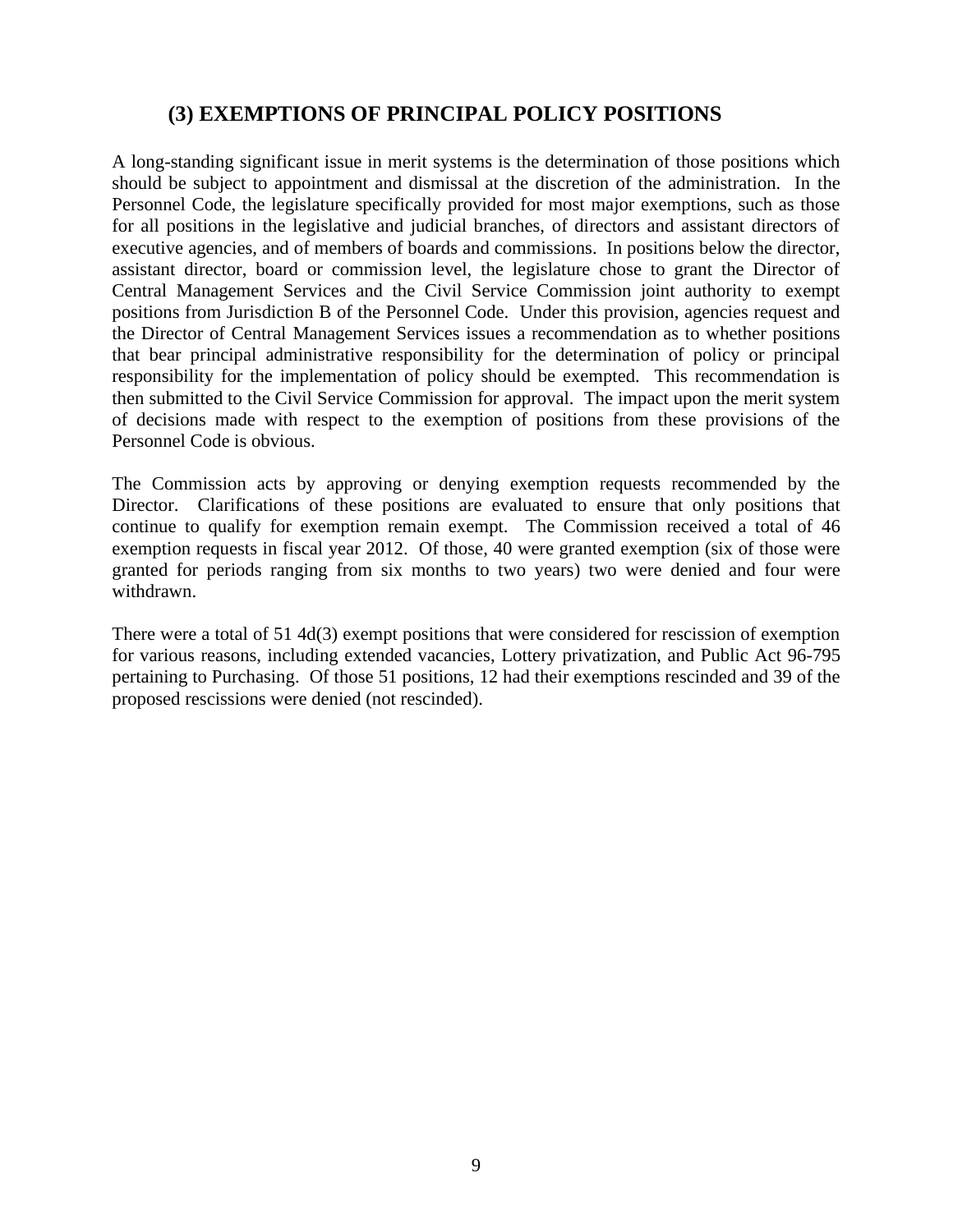## (3) EXEMPTIONS OF PRINCIPAL POLICY POSITIONS

A long-standing significant issue in merit systems is the determination of those positions which should be subject to appointment and dismissal at the discretion of the administration. In the Personnel Code, the legislature specifically provided for most major exemptions, such as those for all positions in the legislative and judicial branches, of directors and assistant directors of executive agencies, and of members of boards and commissions. In positions below the director, assistant director, board or commission level, the legislature chose to grant the Director of Central Management Services and the Civil Service Commission joint authority to exempt positions from Jurisdiction B of the Personnel Code. Under this provision, agencies request and the Director of Central Management Services issues a recommendation as to whether positions that bear principal administrative responsibility for the determination of policy or principal responsibility for the implementation of policy should be exempted. This recommendation is then submitted to the Civil Service Commission for approval. The impact upon the merit system of decisions made with respect to the exemption of positions from these provisions of the Personnel Code is obvious.

The Commission acts by approving or denying exemption requests recommended by the Director. Clarifications of these positions are evaluated to ensure that only positions that continue to qualify for exemption remain exempt. The Commission received a total of 46 exemption requests in fiscal year 2012. Of those, 40 were granted exemption (six of those were granted for periods ranging from six months to two years) two were denied and four were withdrawn.

There were a total of 51 4d(3) exempt positions that were considered for rescission of exemption for various reasons, including extended vacancies, Lottery privatization, and Public Act 96-795 pertaining to Purchasing. Of those 51 positions, 12 had their exemptions rescinded and 39 of the proposed rescissions were denied (not rescinded).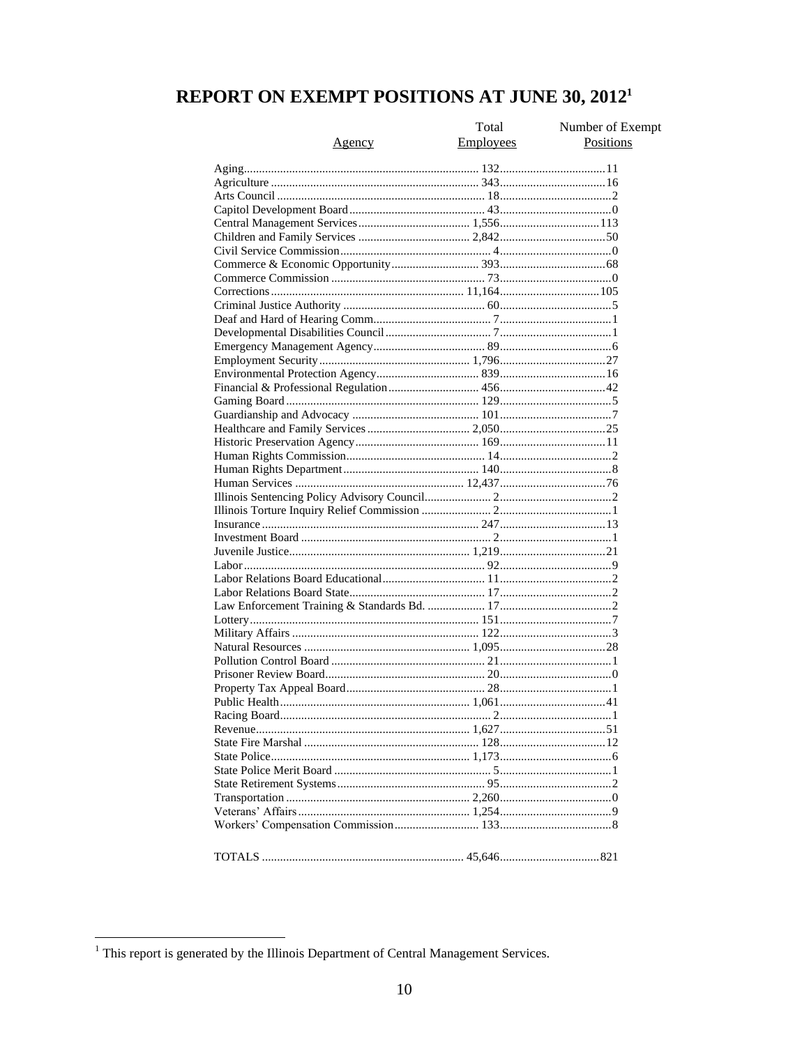# REPORT ON EXEMPT POSITIONS AT JUNE 30, 2012[1]

| Agency | Total Employees | Number of Exempt Positions |
|---|---|---|
| Aging | 132 | 11 |
| Agriculture | 343 | 16 |
| Arts Council | 18 | 2 |
| Capitol Development Board | 43 | 0 |
| Central Management Services | 1,556 | 113 |
| Children and Family Services | 2,842 | 50 |
| Civil Service Commission | 4 | 0 |
| Commerce & Economic Opportunity | 393 | 68 |
| Commerce Commission | 73 | 0 |
| Corrections | 11,164 | 105 |
| Criminal Justice Authority | 60 | 5 |
| Deaf and Hard of Hearing Comm. | 7 | 1 |
| Developmental Disabilities Council | 7 | 1 |
| Emergency Management Agency | 89 | 6 |
| Employment Security | 1,796 | 27 |
| Environmental Protection Agency | 839 | 16 |
| Financial & Professional Regulation | 456 | 42 |
| Gaming Board | 129 | 5 |
| Guardianship and Advocacy | 101 | 7 |
| Healthcare and Family Services | 2,050 | 25 |
| Historic Preservation Agency | 169 | 11 |
| Human Rights Commission | 14 | 2 |
| Human Rights Department | 140 | 8 |
| Human Services | 12,437 | 76 |
| Illinois Sentencing Policy Advisory Council | 2 | 2 |
| Illinois Torture Inquiry Relief Commission | 2 | 1 |
| Insurance | 247 | 13 |
| Investment Board | 2 | 1 |
| Juvenile Justice | 1,219 | 21 |
| Labor | 92 | 9 |
| Labor Relations Board Educational | 11 | 2 |
| Labor Relations Board State | 17 | 2 |
| Law Enforcement Training & Standards Bd. | 17 | 2 |
| Lottery | 151 | 7 |
| Military Affairs | 122 | 3 |
| Natural Resources | 1,095 | 28 |
| Pollution Control Board | 21 | 1 |
| Prisoner Review Board | 20 | 0 |
| Property Tax Appeal Board | 28 | 1 |
| Public Health | 1,061 | 41 |
| Racing Board | 2 | 1 |
| Revenue | 1,627 | 51 |
| State Fire Marshal | 128 | 12 |
| State Police | 1,173 | 6 |
| State Police Merit Board | 5 | 1 |
| State Retirement Systems | 95 | 2 |
| Transportation | 2,260 | 0 |
| Veterans' Affairs | 1,254 | 9 |
| Workers' Compensation Commission | 133 | 8 |
| TOTALS | 45,646 | 821 |

[1] This report is generated by the Illinois Department of Central Management Services.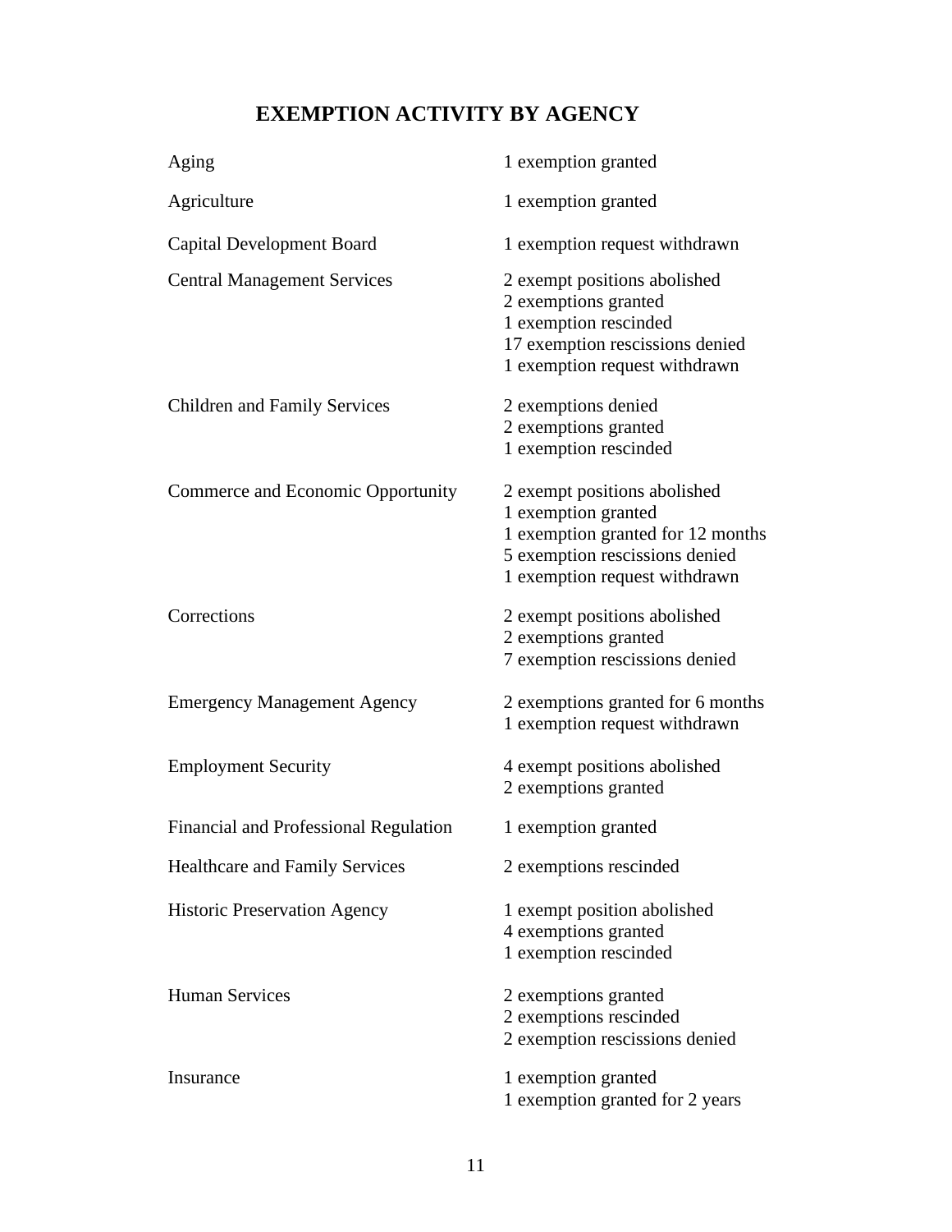# EXEMPTION ACTIVITY BY AGENCY

| Agency | Activity |
|---|---|
| Aging | 1 exemption granted |
| Agriculture | 1 exemption granted |
| Capital Development Board | 1 exemption request withdrawn |
| Central Management Services | 2 exempt positions abolished<br>2 exemptions granted<br>1 exemption rescinded<br>17 exemption rescissions denied<br>1 exemption request withdrawn |
| Children and Family Services | 2 exemptions denied<br>2 exemptions granted<br>1 exemption rescinded |
| Commerce and Economic Opportunity | 2 exempt positions abolished<br>1 exemption granted<br>1 exemption granted for 12 months<br>5 exemption rescissions denied<br>1 exemption request withdrawn |
| Corrections | 2 exempt positions abolished<br>2 exemptions granted<br>7 exemption rescissions denied |
| Emergency Management Agency | 2 exemptions granted for 6 months<br>1 exemption request withdrawn |
| Employment Security | 4 exempt positions abolished<br>2 exemptions granted |
| Financial and Professional Regulation | 1 exemption granted |
| Healthcare and Family Services | 2 exemptions rescinded |
| Historic Preservation Agency | 1 exempt position abolished<br>4 exemptions granted<br>1 exemption rescinded |
| Human Services | 2 exemptions granted<br>2 exemptions rescinded<br>2 exemption rescissions denied |
| Insurance | 1 exemption granted<br>1 exemption granted for 2 years |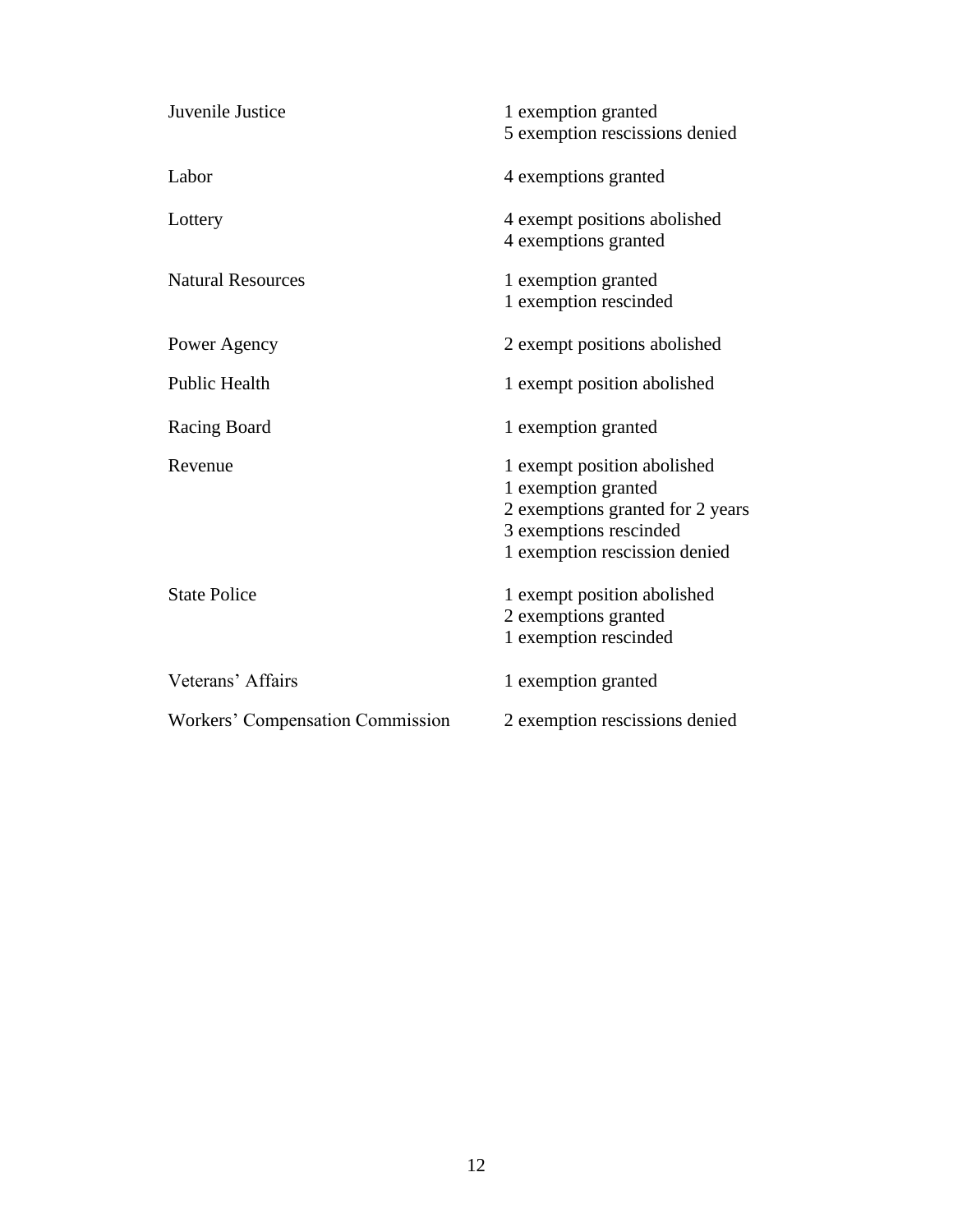| | |
|---|---|
| Juvenile Justice | 1 exemption granted<br>5 exemption rescissions denied |
| Labor | 4 exemptions granted |
| Lottery | 4 exempt positions abolished<br>4 exemptions granted |
| Natural Resources | 1 exemption granted<br>1 exemption rescinded |
| Power Agency | 2 exempt positions abolished |
| Public Health | 1 exempt position abolished |
| Racing Board | 1 exemption granted |
| Revenue | 1 exempt position abolished<br>1 exemption granted<br>2 exemptions granted for 2 years<br>3 exemptions rescinded<br>1 exemption rescission denied |
| State Police | 1 exempt position abolished<br>2 exemptions granted<br>1 exemption rescinded |
| Veterans' Affairs | 1 exemption granted |
| Workers' Compensation Commission | 2 exemption rescissions denied |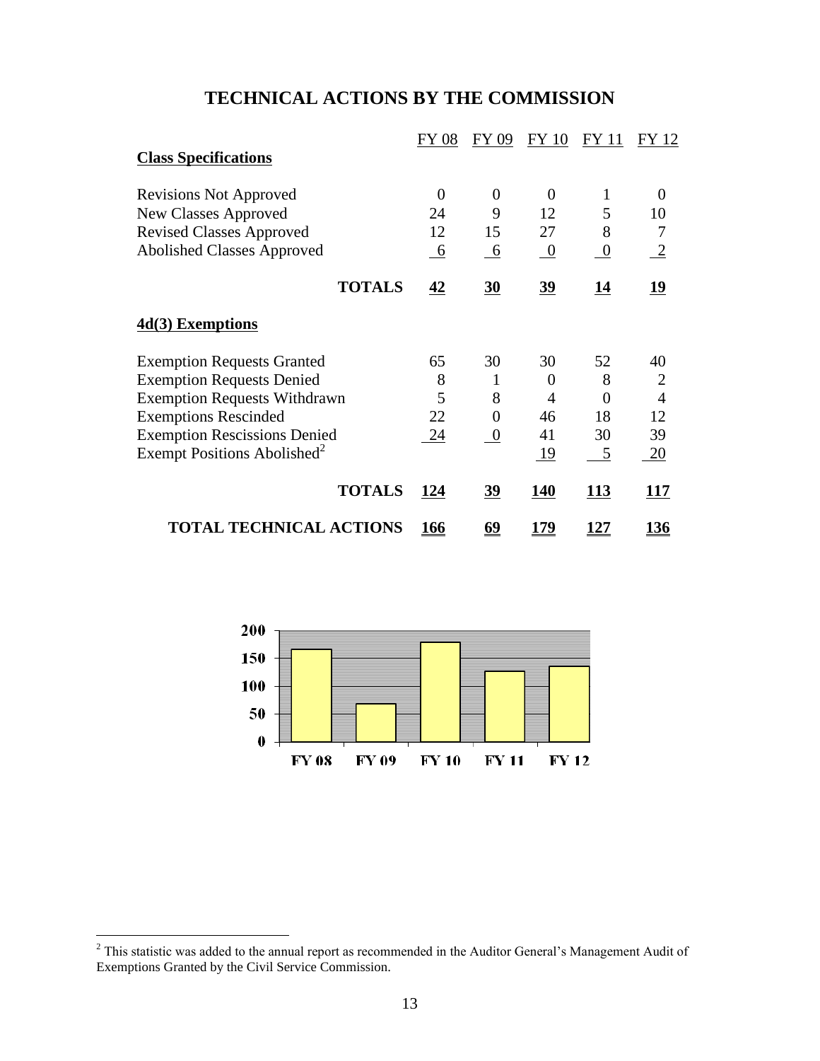# TECHNICAL ACTIONS BY THE COMMISSION

| | FY 08 | FY 09 | FY 10 | FY 11 | FY 12 |
|---|---|---|---|---|---|
| **Class Specifications** | | | | | |
| Revisions Not Approved | 0 | 0 | 0 | 1 | 0 |
| New Classes Approved | 24 | 9 | 12 | 5 | 10 |
| Revised Classes Approved | 12 | 15 | 27 | 8 | 7 |
| Abolished Classes Approved | 6 | 6 | 0 | 0 | 2 |
| **TOTALS** | **42** | **30** | **39** | **14** | **19** |
| **4d(3) Exemptions** | | | | | |
| Exemption Requests Granted | 65 | 30 | 30 | 52 | 40 |
| Exemption Requests Denied | 8 | 1 | 0 | 8 | 2 |
| Exemption Requests Withdrawn | 5 | 8 | 4 | 0 | 4 |
| Exemptions Rescinded | 22 | 0 | 46 | 18 | 12 |
| Exemption Rescissions Denied | 24 | 0 | 41 | 30 | 39 |
| Exempt Positions Abolished[2] | | | 19 | 5 | 20 |
| **TOTALS** | **124** | **39** | **140** | **113** | **117** |
| **TOTAL TECHNICAL ACTIONS** | **166** | **69** | **179** | **127** | **136** |

[2] This statistic was added to the annual report as recommended in the Auditor General's Management Audit of Exemptions Granted by the Civil Service Commission.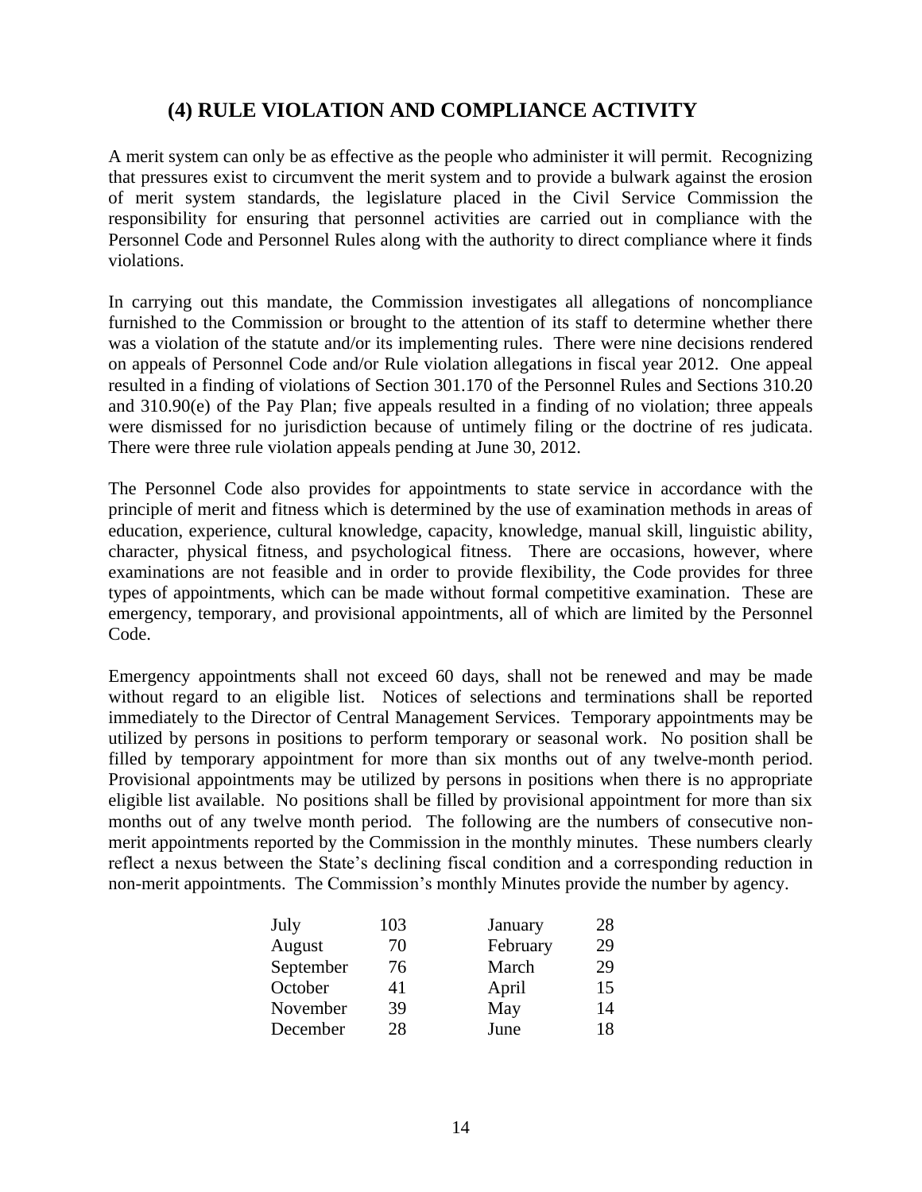## (4) RULE VIOLATION AND COMPLIANCE ACTIVITY

A merit system can only be as effective as the people who administer it will permit. Recognizing that pressures exist to circumvent the merit system and to provide a bulwark against the erosion of merit system standards, the legislature placed in the Civil Service Commission the responsibility for ensuring that personnel activities are carried out in compliance with the Personnel Code and Personnel Rules along with the authority to direct compliance where it finds violations.

In carrying out this mandate, the Commission investigates all allegations of noncompliance furnished to the Commission or brought to the attention of its staff to determine whether there was a violation of the statute and/or its implementing rules. There were nine decisions rendered on appeals of Personnel Code and/or Rule violation allegations in fiscal year 2012. One appeal resulted in a finding of violations of Section 301.170 of the Personnel Rules and Sections 310.20 and 310.90(e) of the Pay Plan; five appeals resulted in a finding of no violation; three appeals were dismissed for no jurisdiction because of untimely filing or the doctrine of res judicata. There were three rule violation appeals pending at June 30, 2012.

The Personnel Code also provides for appointments to state service in accordance with the principle of merit and fitness which is determined by the use of examination methods in areas of education, experience, cultural knowledge, capacity, knowledge, manual skill, linguistic ability, character, physical fitness, and psychological fitness. There are occasions, however, where examinations are not feasible and in order to provide flexibility, the Code provides for three types of appointments, which can be made without formal competitive examination. These are emergency, temporary, and provisional appointments, all of which are limited by the Personnel Code.

Emergency appointments shall not exceed 60 days, shall not be renewed and may be made without regard to an eligible list. Notices of selections and terminations shall be reported immediately to the Director of Central Management Services. Temporary appointments may be utilized by persons in positions to perform temporary or seasonal work. No position shall be filled by temporary appointment for more than six months out of any twelve-month period. Provisional appointments may be utilized by persons in positions when there is no appropriate eligible list available. No positions shall be filled by provisional appointment for more than six months out of any twelve month period. The following are the numbers of consecutive non-merit appointments reported by the Commission in the monthly minutes. These numbers clearly reflect a nexus between the State's declining fiscal condition and a corresponding reduction in non-merit appointments. The Commission's monthly Minutes provide the number by agency.

| | | | |
|---|---|---|---|
| July | 103 | January | 28 |
| August | 70 | February | 29 |
| September | 76 | March | 29 |
| October | 41 | April | 15 |
| November | 39 | May | 14 |
| December | 28 | June | 18 |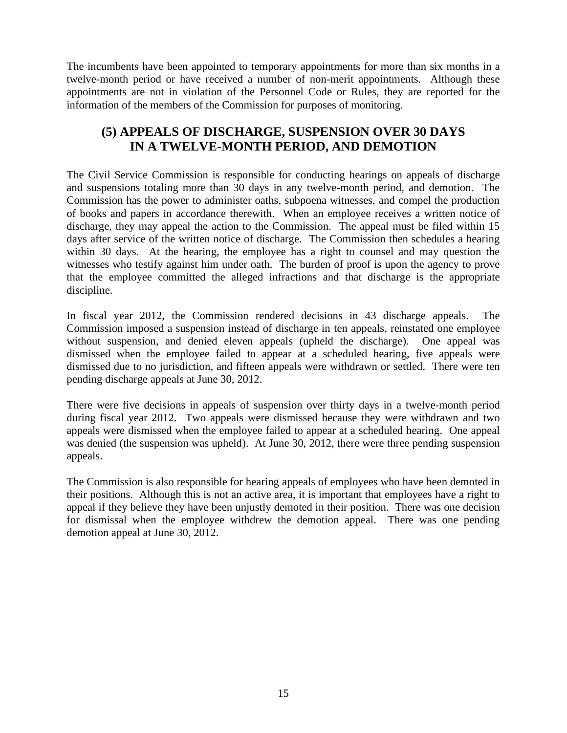The incumbents have been appointed to temporary appointments for more than six months in a twelve-month period or have received a number of non-merit appointments. Although these appointments are not in violation of the Personnel Code or Rules, they are reported for the information of the members of the Commission for purposes of monitoring.

## (5) APPEALS OF DISCHARGE, SUSPENSION OVER 30 DAYS IN A TWELVE-MONTH PERIOD, AND DEMOTION

The Civil Service Commission is responsible for conducting hearings on appeals of discharge and suspensions totaling more than 30 days in any twelve-month period, and demotion. The Commission has the power to administer oaths, subpoena witnesses, and compel the production of books and papers in accordance therewith. When an employee receives a written notice of discharge, they may appeal the action to the Commission. The appeal must be filed within 15 days after service of the written notice of discharge. The Commission then schedules a hearing within 30 days. At the hearing, the employee has a right to counsel and may question the witnesses who testify against him under oath. The burden of proof is upon the agency to prove that the employee committed the alleged infractions and that discharge is the appropriate discipline.

In fiscal year 2012, the Commission rendered decisions in 43 discharge appeals. The Commission imposed a suspension instead of discharge in ten appeals, reinstated one employee without suspension, and denied eleven appeals (upheld the discharge). One appeal was dismissed when the employee failed to appear at a scheduled hearing, five appeals were dismissed due to no jurisdiction, and fifteen appeals were withdrawn or settled. There were ten pending discharge appeals at June 30, 2012.

There were five decisions in appeals of suspension over thirty days in a twelve-month period during fiscal year 2012. Two appeals were dismissed because they were withdrawn and two appeals were dismissed when the employee failed to appear at a scheduled hearing. One appeal was denied (the suspension was upheld). At June 30, 2012, there were three pending suspension appeals.

The Commission is also responsible for hearing appeals of employees who have been demoted in their positions. Although this is not an active area, it is important that employees have a right to appeal if they believe they have been unjustly demoted in their position. There was one decision for dismissal when the employee withdrew the demotion appeal. There was one pending demotion appeal at June 30, 2012.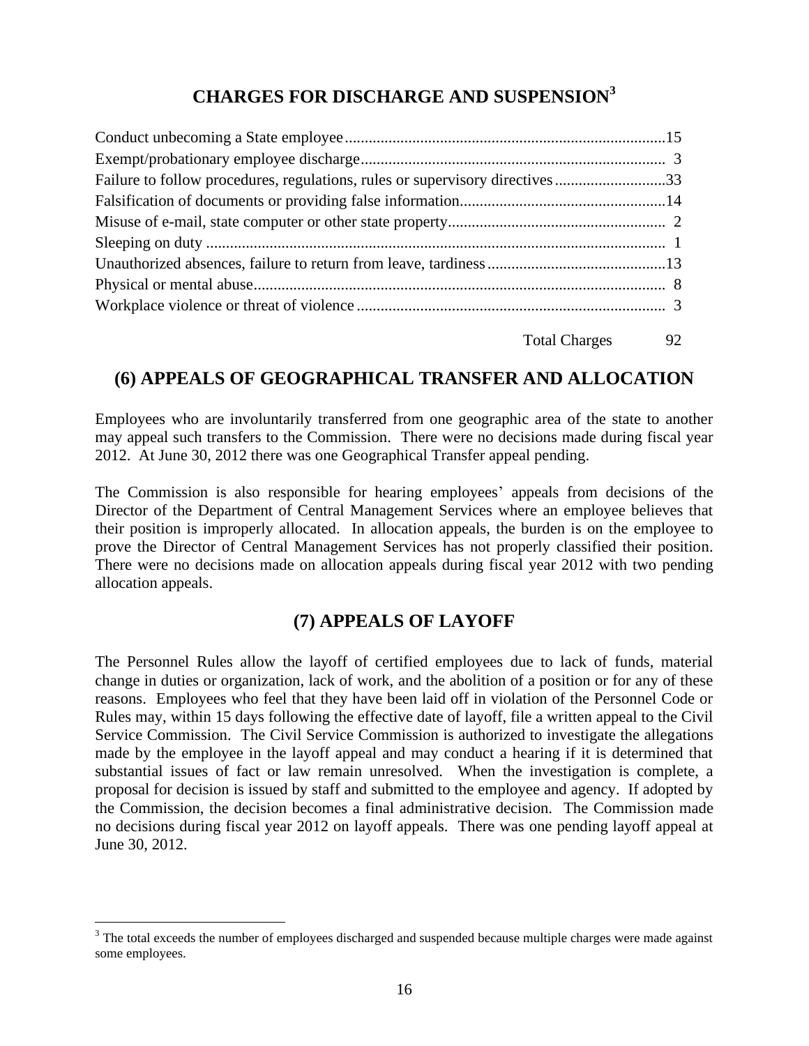## CHARGES FOR DISCHARGE AND SUSPENSION[3]

| Charge | Count |
|---|---|
| Conduct unbecoming a State employee | 15 |
| Exempt/probationary employee discharge | 3 |
| Failure to follow procedures, regulations, rules or supervisory directives | 33 |
| Falsification of documents or providing false information | 14 |
| Misuse of e-mail, state computer or other state property | 2 |
| Sleeping on duty | 1 |
| Unauthorized absences, failure to return from leave, tardiness | 13 |
| Physical or mental abuse | 8 |
| Workplace violence or threat of violence | 3 |
| Total Charges | 92 |

## (6) APPEALS OF GEOGRAPHICAL TRANSFER AND ALLOCATION

Employees who are involuntarily transferred from one geographic area of the state to another may appeal such transfers to the Commission. There were no decisions made during fiscal year 2012. At June 30, 2012 there was one Geographical Transfer appeal pending.

The Commission is also responsible for hearing employees' appeals from decisions of the Director of the Department of Central Management Services where an employee believes that their position is improperly allocated. In allocation appeals, the burden is on the employee to prove the Director of Central Management Services has not properly classified their position. There were no decisions made on allocation appeals during fiscal year 2012 with two pending allocation appeals.

## (7) APPEALS OF LAYOFF

The Personnel Rules allow the layoff of certified employees due to lack of funds, material change in duties or organization, lack of work, and the abolition of a position or for any of these reasons. Employees who feel that they have been laid off in violation of the Personnel Code or Rules may, within 15 days following the effective date of layoff, file a written appeal to the Civil Service Commission. The Civil Service Commission is authorized to investigate the allegations made by the employee in the layoff appeal and may conduct a hearing if it is determined that substantial issues of fact or law remain unresolved. When the investigation is complete, a proposal for decision is issued by staff and submitted to the employee and agency. If adopted by the Commission, the decision becomes a final administrative decision. The Commission made no decisions during fiscal year 2012 on layoff appeals. There was one pending layoff appeal at June 30, 2012.

[3] The total exceeds the number of employees discharged and suspended because multiple charges were made against some employees.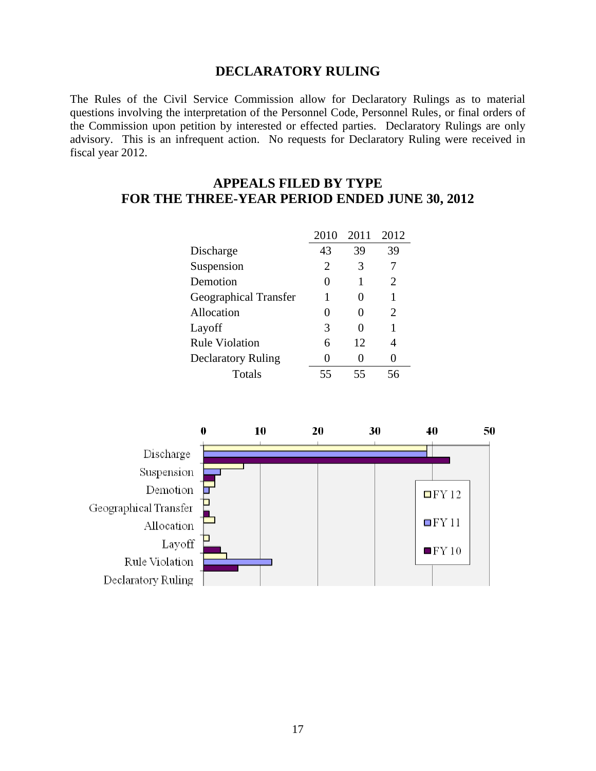## DECLARATORY RULING

The Rules of the Civil Service Commission allow for Declaratory Rulings as to material questions involving the interpretation of the Personnel Code, Personnel Rules, or final orders of the Commission upon petition by interested or effected parties. Declaratory Rulings are only advisory. This is an infrequent action. No requests for Declaratory Ruling were received in fiscal year 2012.

## APPEALS FILED BY TYPE
## FOR THE THREE-YEAR PERIOD ENDED JUNE 30, 2012

| | 2010 | 2011 | 2012 |
|---|---|---|---|
| Discharge | 43 | 39 | 39 |
| Suspension | 2 | 3 | 7 |
| Demotion | 0 | 1 | 2 |
| Geographical Transfer | 1 | 0 | 1 |
| Allocation | 0 | 0 | 2 |
| Layoff | 3 | 0 | 1 |
| Rule Violation | 6 | 12 | 4 |
| Declaratory Ruling | 0 | 0 | 0 |
| Totals | 55 | 55 | 56 |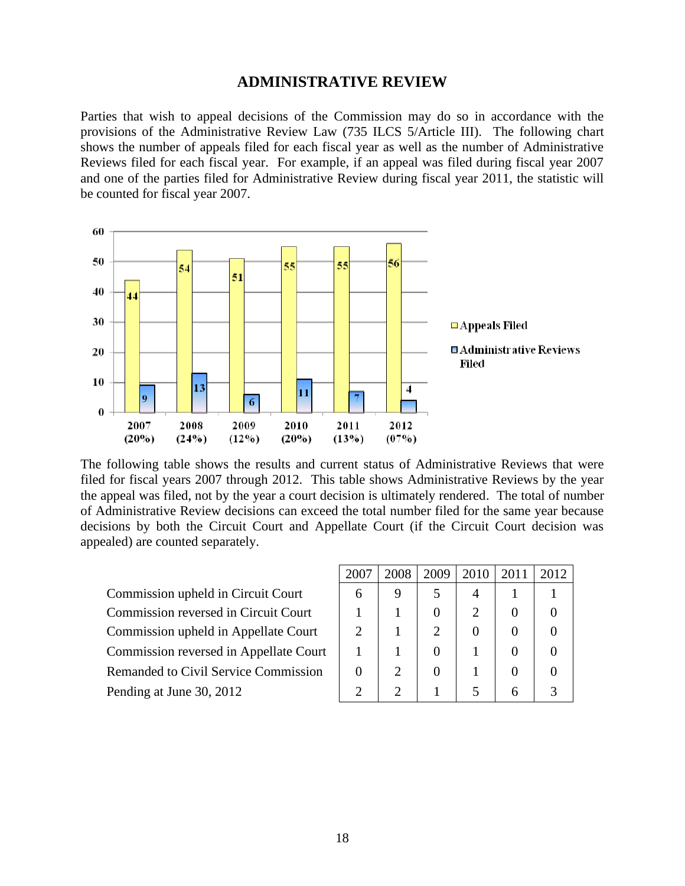# ADMINISTRATIVE REVIEW

Parties that wish to appeal decisions of the Commission may do so in accordance with the provisions of the Administrative Review Law (735 ILCS 5/Article III). The following chart shows the number of appeals filed for each fiscal year as well as the number of Administrative Reviews filed for each fiscal year. For example, if an appeal was filed during fiscal year 2007 and one of the parties filed for Administrative Review during fiscal year 2011, the statistic will be counted for fiscal year 2007.

| | 2007 (20%) | 2008 (24%) | 2009 (12%) | 2010 (20%) | 2011 (13%) | 2012 (07%) |
|---|---|---|---|---|---|---|
| Appeals Filed | 44 | 54 | 51 | 55 | 55 | 56 |
| Administrative Reviews Filed | 9 | 13 | 6 | 11 | 7 | 4 |

The following table shows the results and current status of Administrative Reviews that were filed for fiscal years 2007 through 2012. This table shows Administrative Reviews by the year the appeal was filed, not by the year a court decision is ultimately rendered. The total of number of Administrative Review decisions can exceed the total number filed for the same year because decisions by both the Circuit Court and Appellate Court (if the Circuit Court decision was appealed) are counted separately.

| | 2007 | 2008 | 2009 | 2010 | 2011 | 2012 |
|---|---|---|---|---|---|---|
| Commission upheld in Circuit Court | 6 | 9 | 5 | 4 | 1 | 1 |
| Commission reversed in Circuit Court | 1 | 1 | 0 | 2 | 0 | 0 |
| Commission upheld in Appellate Court | 2 | 1 | 2 | 0 | 0 | 0 |
| Commission reversed in Appellate Court | 1 | 1 | 0 | 1 | 0 | 0 |
| Remanded to Civil Service Commission | 0 | 2 | 0 | 1 | 0 | 0 |
| Pending at June 30, 2012 | 2 | 2 | 1 | 5 | 6 | 3 |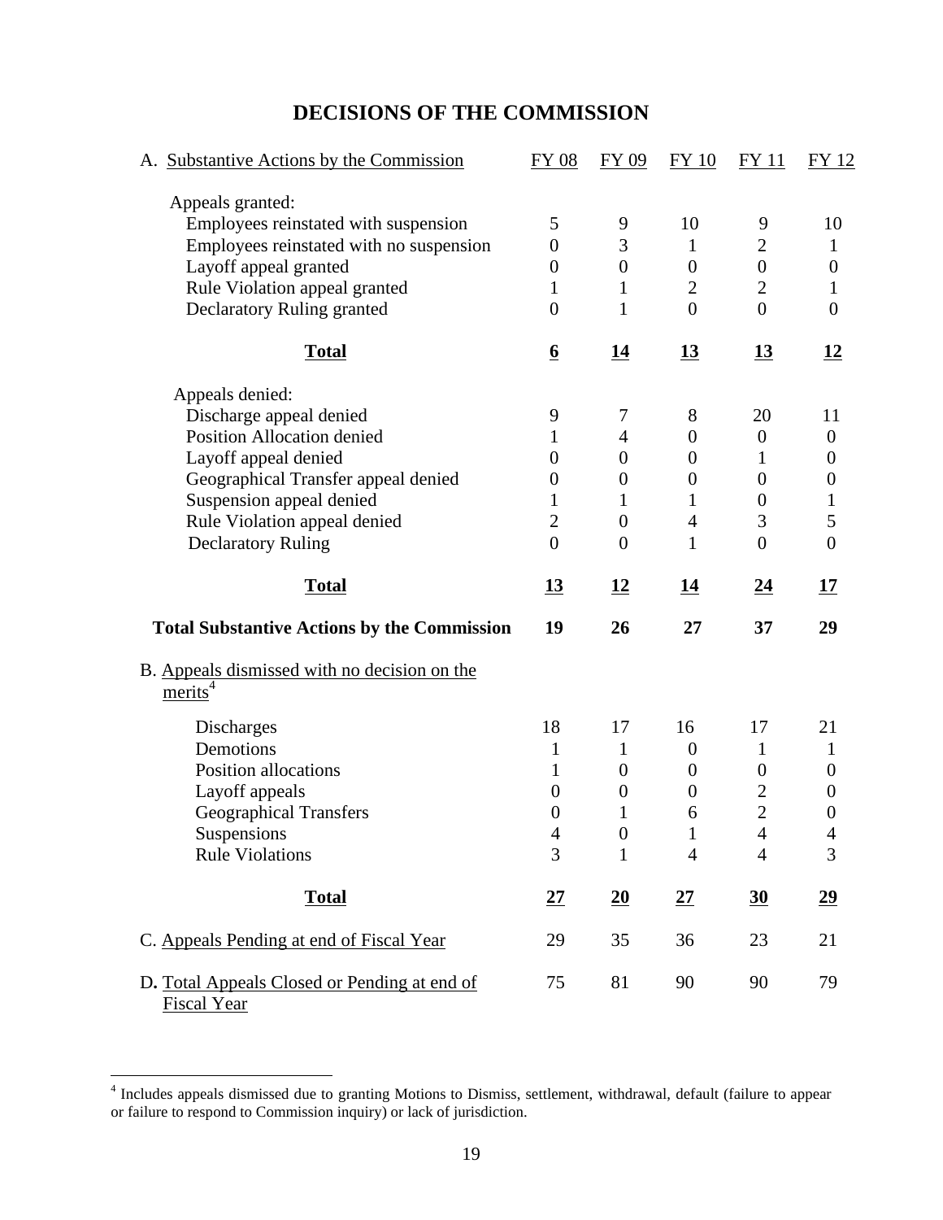# DECISIONS OF THE COMMISSION

| A. Substantive Actions by the Commission | FY 08 | FY 09 | FY 10 | FY 11 | FY 12 |
|---|---|---|---|---|---|
| Appeals granted: | | | | | |
| Employees reinstated with suspension | 5 | 9 | 10 | 9 | 10 |
| Employees reinstated with no suspension | 0 | 3 | 1 | 2 | 1 |
| Layoff appeal granted | 0 | 0 | 0 | 0 | 0 |
| Rule Violation appeal granted | 1 | 1 | 2 | 2 | 1 |
| Declaratory Ruling granted | 0 | 1 | 0 | 0 | 0 |
| **Total** | **6** | **14** | **13** | **13** | **12** |
| Appeals denied: | | | | | |
| Discharge appeal denied | 9 | 7 | 8 | 20 | 11 |
| Position Allocation denied | 1 | 4 | 0 | 0 | 0 |
| Layoff appeal denied | 0 | 0 | 0 | 1 | 0 |
| Geographical Transfer appeal denied | 0 | 0 | 0 | 0 | 0 |
| Suspension appeal denied | 1 | 1 | 1 | 0 | 1 |
| Rule Violation appeal denied | 2 | 0 | 4 | 3 | 5 |
| Declaratory Ruling | 0 | 0 | 1 | 0 | 0 |
| **Total** | **13** | **12** | **14** | **24** | **17** |
| **Total Substantive Actions by the Commission** | **19** | **26** | **27** | **37** | **29** |
| B. Appeals dismissed with no decision on the merits[4] | | | | | |
| Discharges | 18 | 17 | 16 | 17 | 21 |
| Demotions | 1 | 1 | 0 | 1 | 1 |
| Position allocations | 1 | 0 | 0 | 0 | 0 |
| Layoff appeals | 0 | 0 | 0 | 2 | 0 |
| Geographical Transfers | 0 | 1 | 6 | 2 | 0 |
| Suspensions | 4 | 0 | 1 | 4 | 4 |
| Rule Violations | 3 | 1 | 4 | 4 | 3 |
| **Total** | **27** | **20** | **27** | **30** | **29** |
| C. Appeals Pending at end of Fiscal Year | 29 | 35 | 36 | 23 | 21 |
| D. Total Appeals Closed or Pending at end of Fiscal Year | 75 | 81 | 90 | 90 | 79 |

[4] Includes appeals dismissed due to granting Motions to Dismiss, settlement, withdrawal, default (failure to appear or failure to respond to Commission inquiry) or lack of jurisdiction.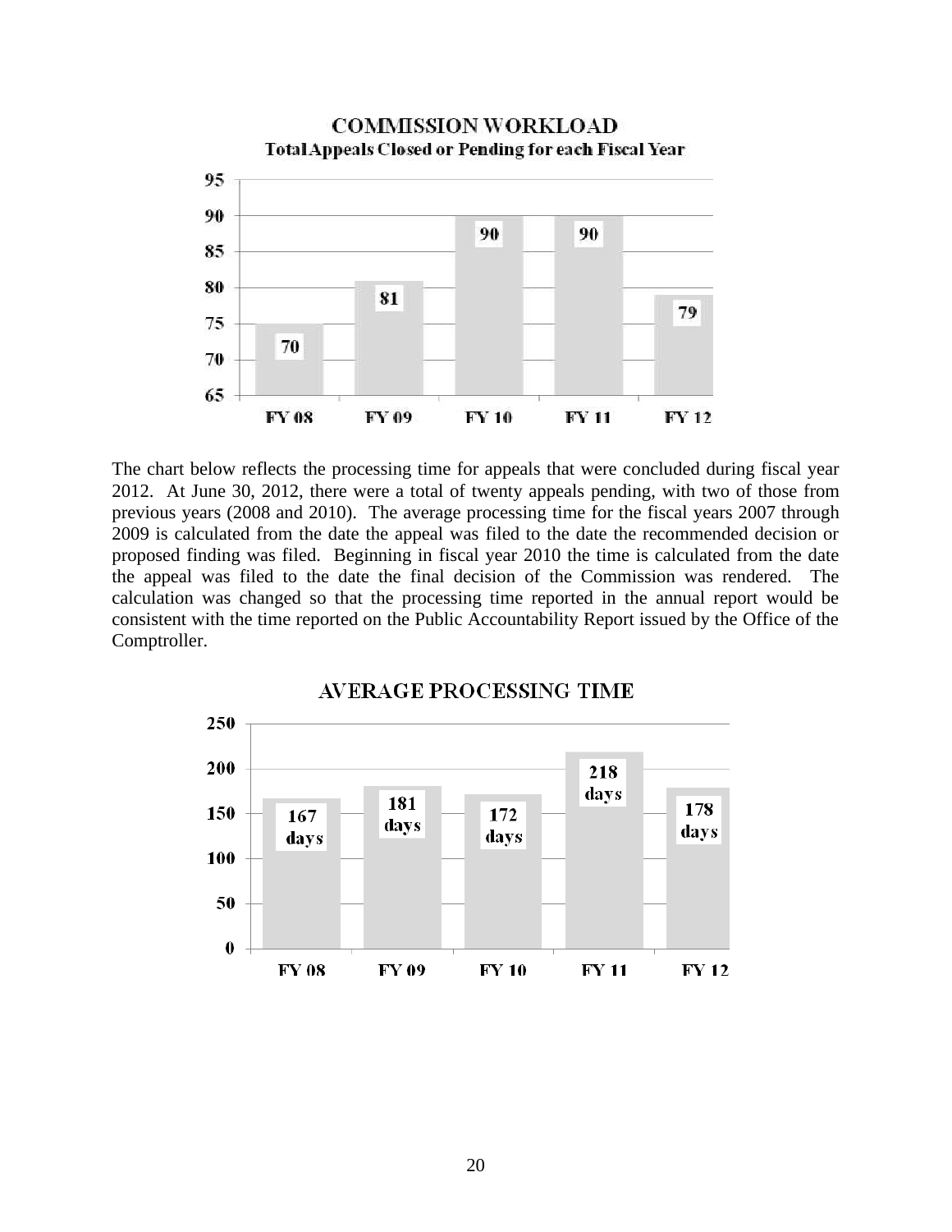**COMMISSION WORKLOAD**
**Total Appeals Closed or Pending for each Fiscal Year**

| FY 08 | FY 09 | FY 10 | FY 11 | FY 12 |
|---|---|---|---|---|
| 70 | 81 | 90 | 90 | 79 |

The chart below reflects the processing time for appeals that were concluded during fiscal year 2012. At June 30, 2012, there were a total of twenty appeals pending, with two of those from previous years (2008 and 2010). The average processing time for the fiscal years 2007 through 2009 is calculated from the date the appeal was filed to the date the recommended decision or proposed finding was filed. Beginning in fiscal year 2010 the time is calculated from the date the appeal was filed to the date the final decision of the Commission was rendered. The calculation was changed so that the processing time reported in the annual report would be consistent with the time reported on the Public Accountability Report issued by the Office of the Comptroller.

**AVERAGE PROCESSING TIME**

| FY 08 | FY 09 | FY 10 | FY 11 | FY 12 |
|---|---|---|---|---|
| 167 days | 181 days | 172 days | 218 days | 178 days |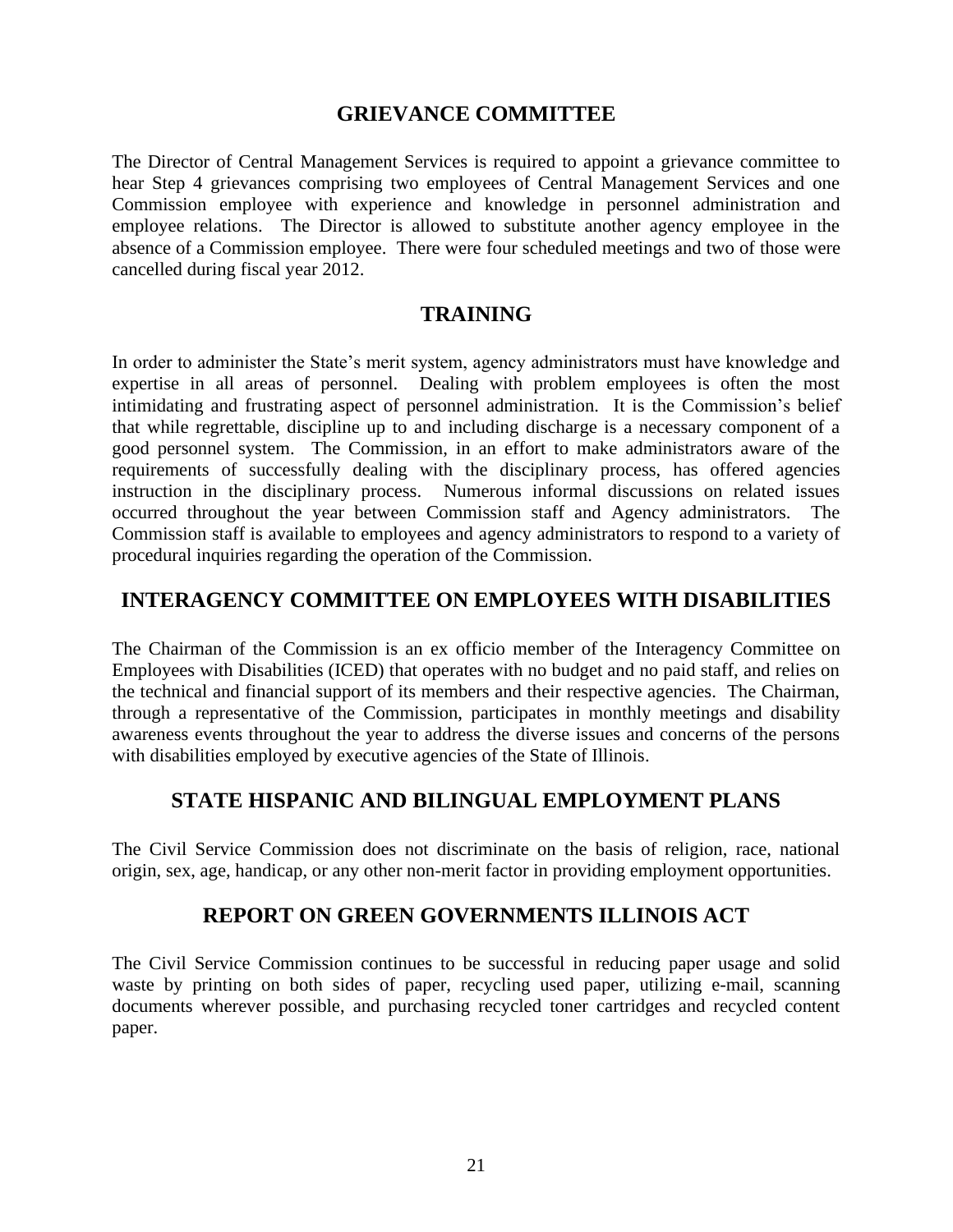## GRIEVANCE COMMITTEE

The Director of Central Management Services is required to appoint a grievance committee to hear Step 4 grievances comprising two employees of Central Management Services and one Commission employee with experience and knowledge in personnel administration and employee relations. The Director is allowed to substitute another agency employee in the absence of a Commission employee. There were four scheduled meetings and two of those were cancelled during fiscal year 2012.

## TRAINING

In order to administer the State's merit system, agency administrators must have knowledge and expertise in all areas of personnel. Dealing with problem employees is often the most intimidating and frustrating aspect of personnel administration. It is the Commission's belief that while regrettable, discipline up to and including discharge is a necessary component of a good personnel system. The Commission, in an effort to make administrators aware of the requirements of successfully dealing with the disciplinary process, has offered agencies instruction in the disciplinary process. Numerous informal discussions on related issues occurred throughout the year between Commission staff and Agency administrators. The Commission staff is available to employees and agency administrators to respond to a variety of procedural inquiries regarding the operation of the Commission.

## INTERAGENCY COMMITTEE ON EMPLOYEES WITH DISABILITIES

The Chairman of the Commission is an ex officio member of the Interagency Committee on Employees with Disabilities (ICED) that operates with no budget and no paid staff, and relies on the technical and financial support of its members and their respective agencies. The Chairman, through a representative of the Commission, participates in monthly meetings and disability awareness events throughout the year to address the diverse issues and concerns of the persons with disabilities employed by executive agencies of the State of Illinois.

## STATE HISPANIC AND BILINGUAL EMPLOYMENT PLANS

The Civil Service Commission does not discriminate on the basis of religion, race, national origin, sex, age, handicap, or any other non-merit factor in providing employment opportunities.

## REPORT ON GREEN GOVERNMENTS ILLINOIS ACT

The Civil Service Commission continues to be successful in reducing paper usage and solid waste by printing on both sides of paper, recycling used paper, utilizing e-mail, scanning documents wherever possible, and purchasing recycled toner cartridges and recycled content paper.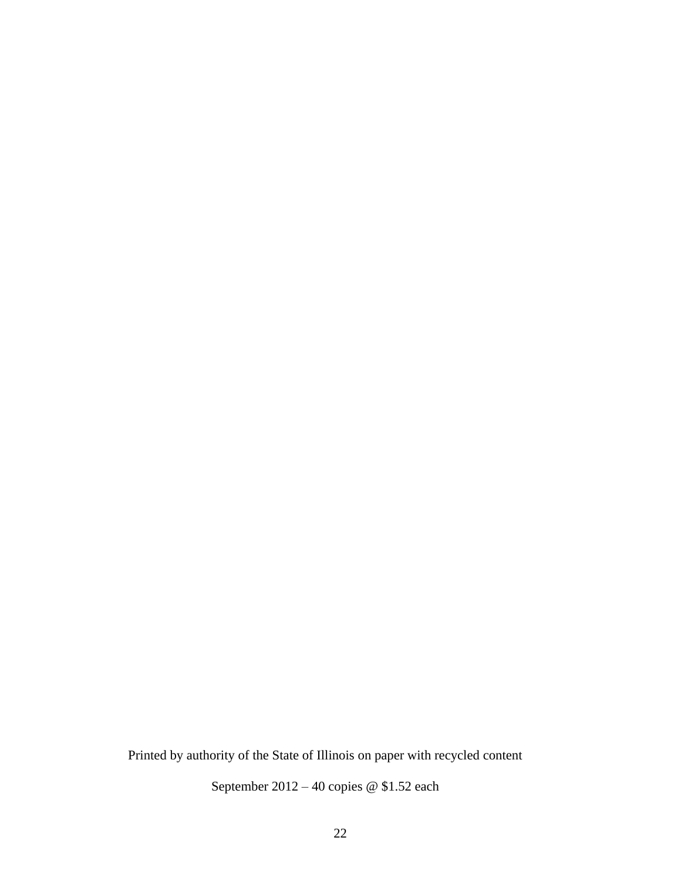Printed by authority of the State of Illinois on paper with recycled content

September 2012 – 40 copies @ $1.52 each